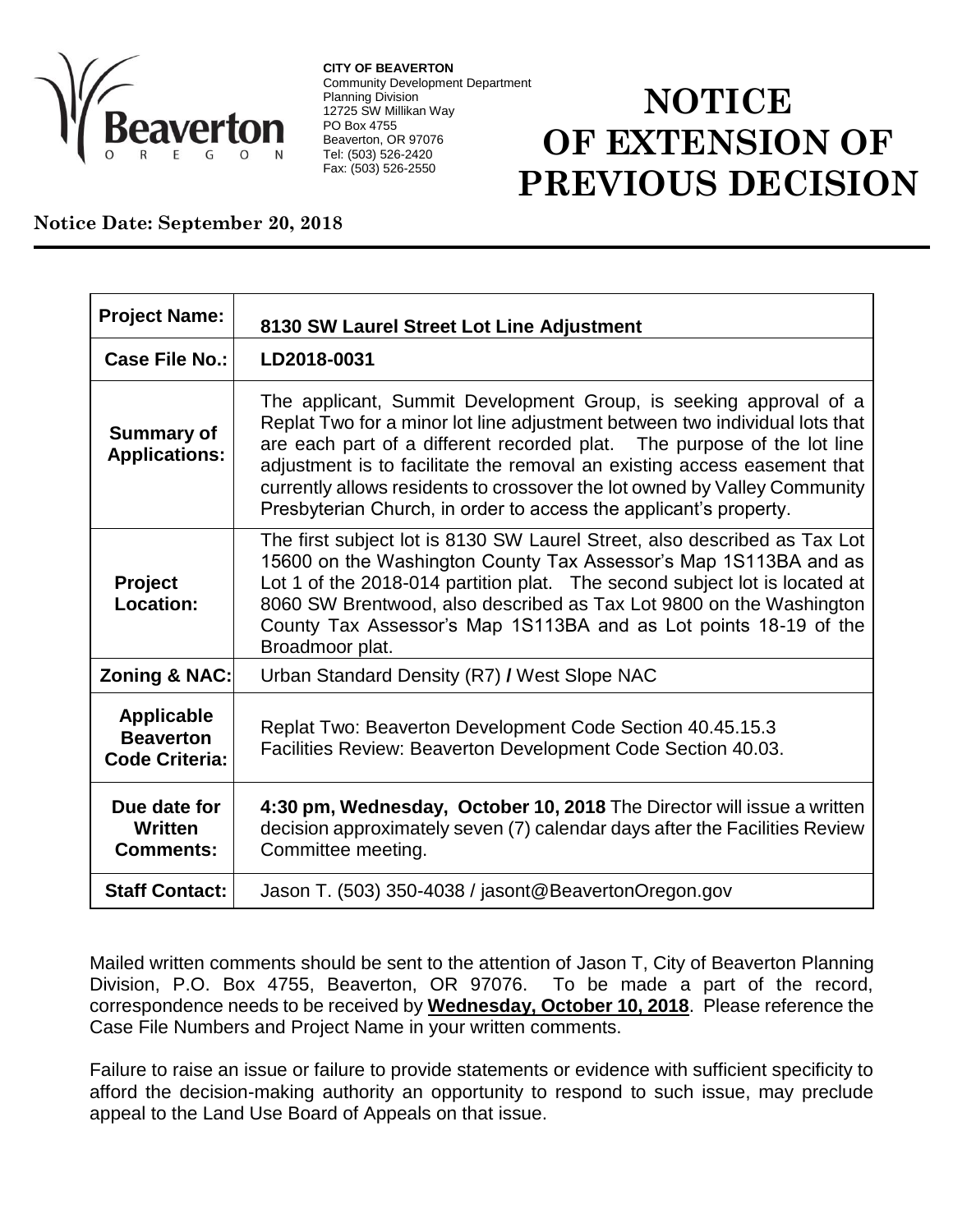**CITY OF BEAVERTON**
Community Development Department
Planning Division
12725 SW Millikan Way
PO Box 4755
Beaverton, OR 97076
Tel: (503) 526-2420
Fax: (503) 526-2550

# NOTICE OF EXTENSION OF PREVIOUS DECISION

**Notice Date: September 20, 2018**

| | |
|---|---|
| **Project Name:** | **8130 SW Laurel Street Lot Line Adjustment** |
| **Case File No.:** | **LD2018-0031** |
| **Summary of Applications:** | The applicant, Summit Development Group, is seeking approval of a Replat Two for a minor lot line adjustment between two individual lots that are each part of a different recorded plat. The purpose of the lot line adjustment is to facilitate the removal an existing access easement that currently allows residents to crossover the lot owned by Valley Community Presbyterian Church, in order to access the applicant's property. |
| **Project Location:** | The first subject lot is 8130 SW Laurel Street, also described as Tax Lot 15600 on the Washington County Tax Assessor's Map 1S113BA and as Lot 1 of the 2018-014 partition plat. The second subject lot is located at 8060 SW Brentwood, also described as Tax Lot 9800 on the Washington County Tax Assessor's Map 1S113BA and as Lot points 18-19 of the Broadmoor plat. |
| **Zoning & NAC:** | Urban Standard Density (R7) **/** West Slope NAC |
| **Applicable Beaverton Code Criteria:** | Replat Two: Beaverton Development Code Section 40.45.15.3<br>Facilities Review: Beaverton Development Code Section 40.03. |
| **Due date for Written Comments:** | **4:30 pm, Wednesday, October 10, 2018** The Director will issue a written decision approximately seven (7) calendar days after the Facilities Review Committee meeting. |
| **Staff Contact:** | Jason T. (503) 350-4038 / jasont@BeavertonOregon.gov |

Mailed written comments should be sent to the attention of Jason T, City of Beaverton Planning Division, P.O. Box 4755, Beaverton, OR 97076. To be made a part of the record, correspondence needs to be received by **Wednesday, October 10, 2018**. Please reference the Case File Numbers and Project Name in your written comments.

Failure to raise an issue or failure to provide statements or evidence with sufficient specificity to afford the decision-making authority an opportunity to respond to such issue, may preclude appeal to the Land Use Board of Appeals on that issue.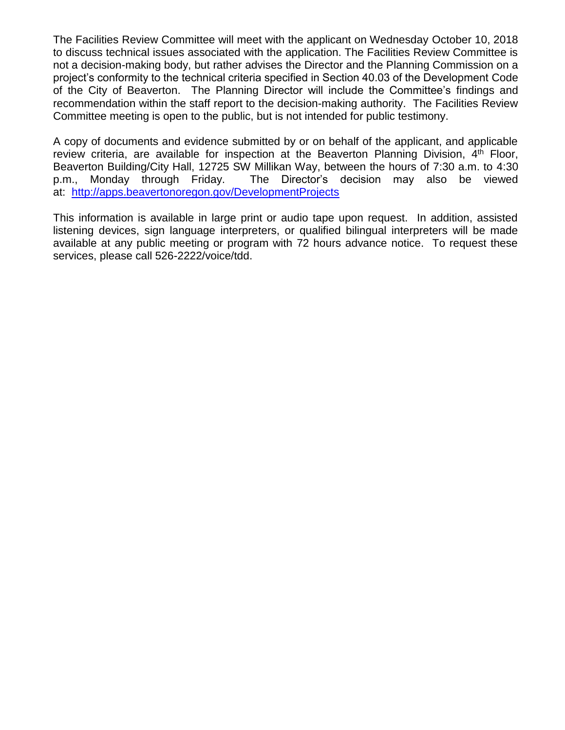The Facilities Review Committee will meet with the applicant on Wednesday October 10, 2018 to discuss technical issues associated with the application. The Facilities Review Committee is not a decision-making body, but rather advises the Director and the Planning Commission on a project's conformity to the technical criteria specified in Section 40.03 of the Development Code of the City of Beaverton. The Planning Director will include the Committee's findings and recommendation within the staff report to the decision-making authority. The Facilities Review Committee meeting is open to the public, but is not intended for public testimony.

A copy of documents and evidence submitted by or on behalf of the applicant, and applicable review criteria, are available for inspection at the Beaverton Planning Division, 4th Floor, Beaverton Building/City Hall, 12725 SW Millikan Way, between the hours of 7:30 a.m. to 4:30 p.m., Monday through Friday. The Director's decision may also be viewed at: http://apps.beavertonoregon.gov/DevelopmentProjects

This information is available in large print or audio tape upon request. In addition, assisted listening devices, sign language interpreters, or qualified bilingual interpreters will be made available at any public meeting or program with 72 hours advance notice. To request these services, please call 526-2222/voice/tdd.